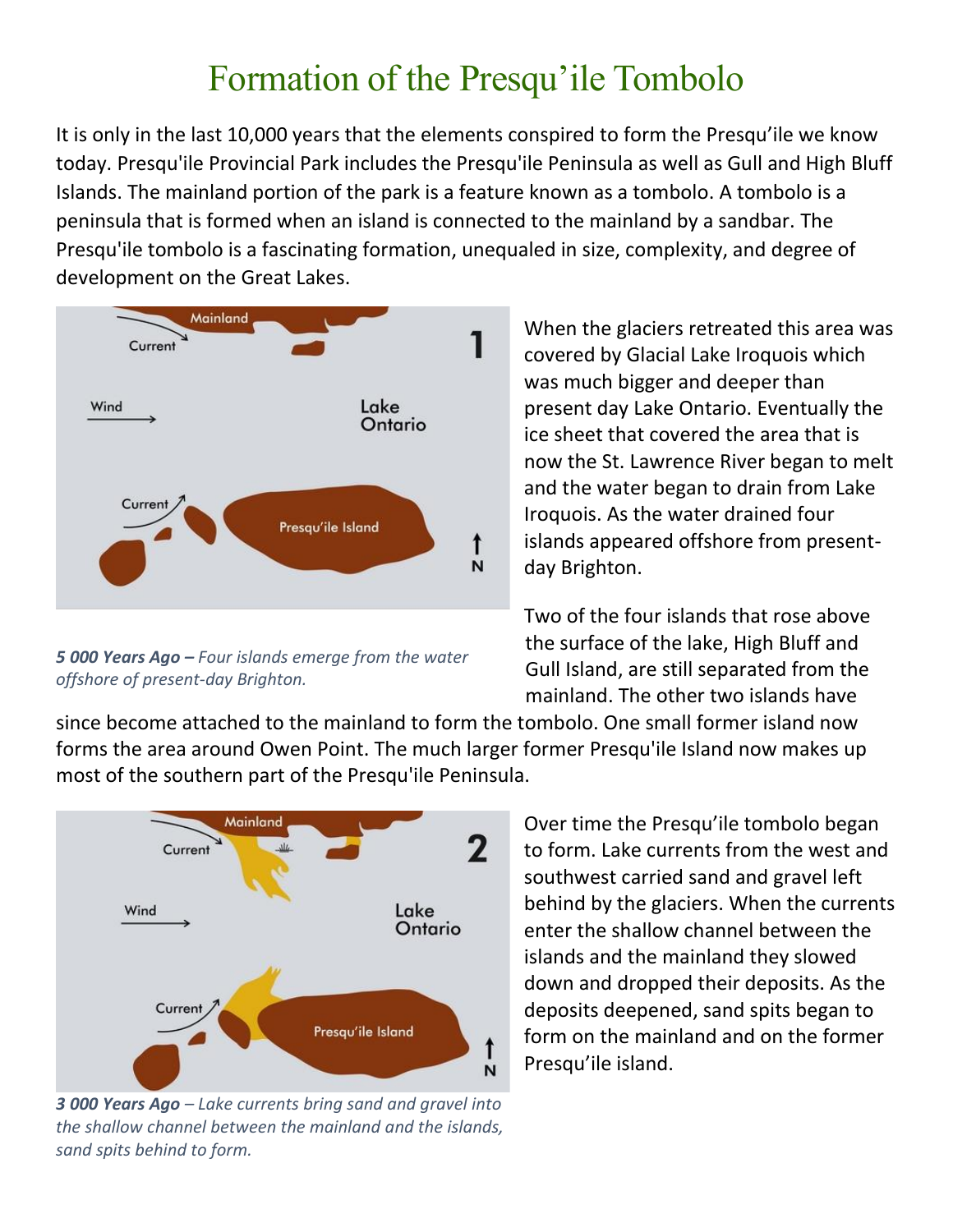# Formation of the Presqu'ile Tombolo

It is only in the last 10,000 years that the elements conspired to form the Presqu'ile we know today. Presqu'ile Provincial Park includes the Presqu'ile Peninsula as well as Gull and High Bluff Islands. The mainland portion of the park is a feature known as a tombolo. A tombolo is a peninsula that is formed when an island is connected to the mainland by a sandbar. The Presqu'ile tombolo is a fascinating formation, unequaled in size, complexity, and degree of development on the Great Lakes.

*__5 000 Years Ago –__ Four islands emerge from the water offshore of present-day Brighton.*

When the glaciers retreated this area was covered by Glacial Lake Iroquois which was much bigger and deeper than present day Lake Ontario. Eventually the ice sheet that covered the area that is now the St. Lawrence River began to melt and the water began to drain from Lake Iroquois. As the water drained four islands appeared offshore from present-day Brighton.

Two of the four islands that rose above the surface of the lake, High Bluff and Gull Island, are still separated from the mainland. The other two islands have since become attached to the mainland to form the tombolo. One small former island now forms the area around Owen Point. The much larger former Presqu'ile Island now makes up most of the southern part of the Presqu'ile Peninsula.

*__3 000 Years Ago__ – Lake currents bring sand and gravel into the shallow channel between the mainland and the islands, sand spits behind to form.*

Over time the Presqu'ile tombolo began to form. Lake currents from the west and southwest carried sand and gravel left behind by the glaciers. When the currents enter the shallow channel between the islands and the mainland they slowed down and dropped their deposits. As the deposits deepened, sand spits began to form on the mainland and on the former Presqu'ile island.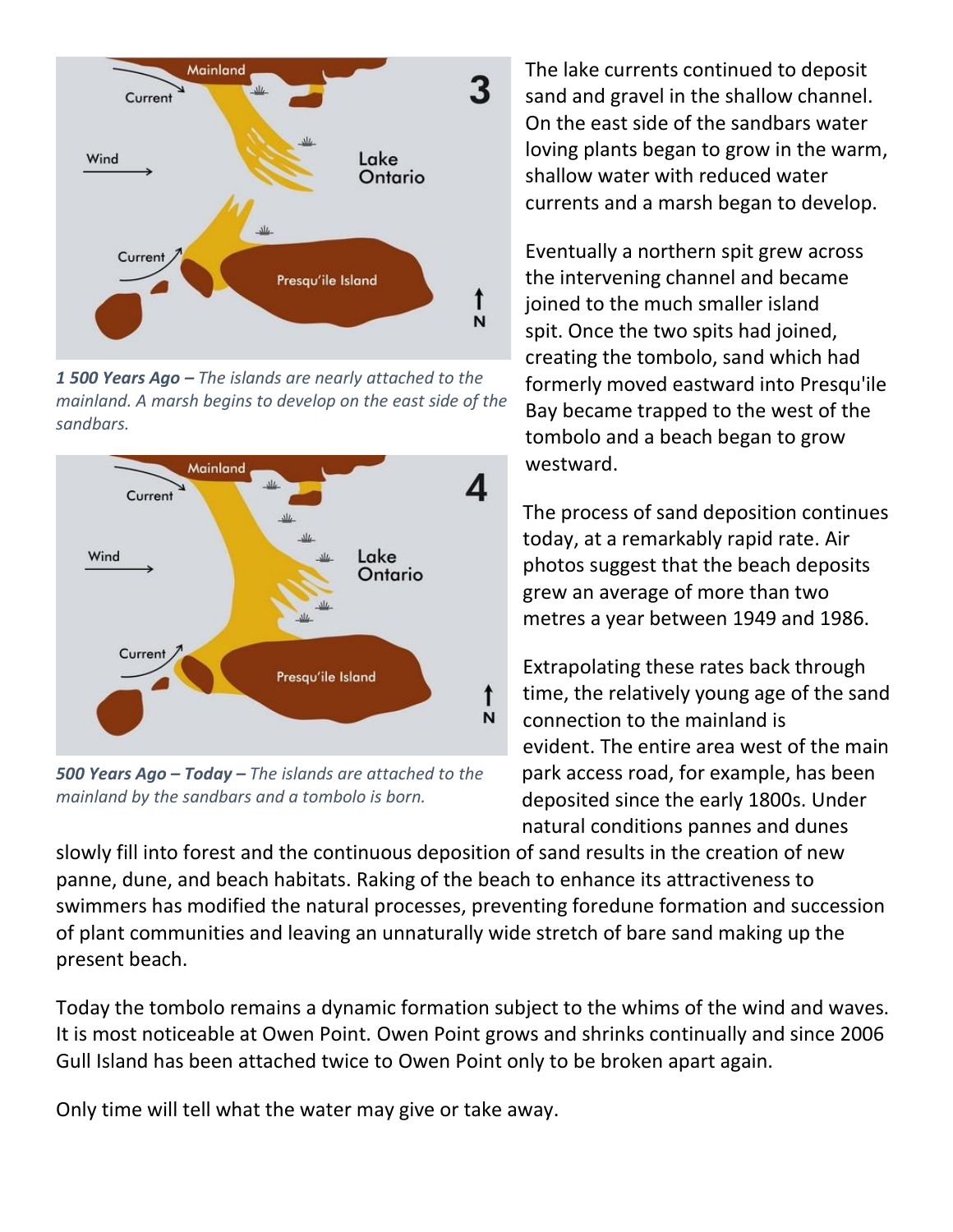Mainland

Current

Wind

Lake Ontario

Current

Presqu'ile Island

3

N

*1 500 Years Ago – The islands are nearly attached to the mainland. A marsh begins to develop on the east side of the sandbars.*

Mainland

Current

Wind

Lake Ontario

Current

Presqu'ile Island

4

N

*500 Years Ago – Today – The islands are attached to the mainland by the sandbars and a tombolo is born.*

The lake currents continued to deposit sand and gravel in the shallow channel. On the east side of the sandbars water loving plants began to grow in the warm, shallow water with reduced water currents and a marsh began to develop.

Eventually a northern spit grew across the intervening channel and became joined to the much smaller island spit. Once the two spits had joined, creating the tombolo, sand which had formerly moved eastward into Presqu'ile Bay became trapped to the west of the tombolo and a beach began to grow westward.

The process of sand deposition continues today, at a remarkably rapid rate. Air photos suggest that the beach deposits grew an average of more than two metres a year between 1949 and 1986.

Extrapolating these rates back through time, the relatively young age of the sand connection to the mainland is evident. The entire area west of the main park access road, for example, has been deposited since the early 1800s. Under natural conditions pannes and dunes slowly fill into forest and the continuous deposition of sand results in the creation of new panne, dune, and beach habitats. Raking of the beach to enhance its attractiveness to swimmers has modified the natural processes, preventing foredune formation and succession of plant communities and leaving an unnaturally wide stretch of bare sand making up the present beach.

Today the tombolo remains a dynamic formation subject to the whims of the wind and waves. It is most noticeable at Owen Point. Owen Point grows and shrinks continually and since 2006 Gull Island has been attached twice to Owen Point only to be broken apart again.

Only time will tell what the water may give or take away.